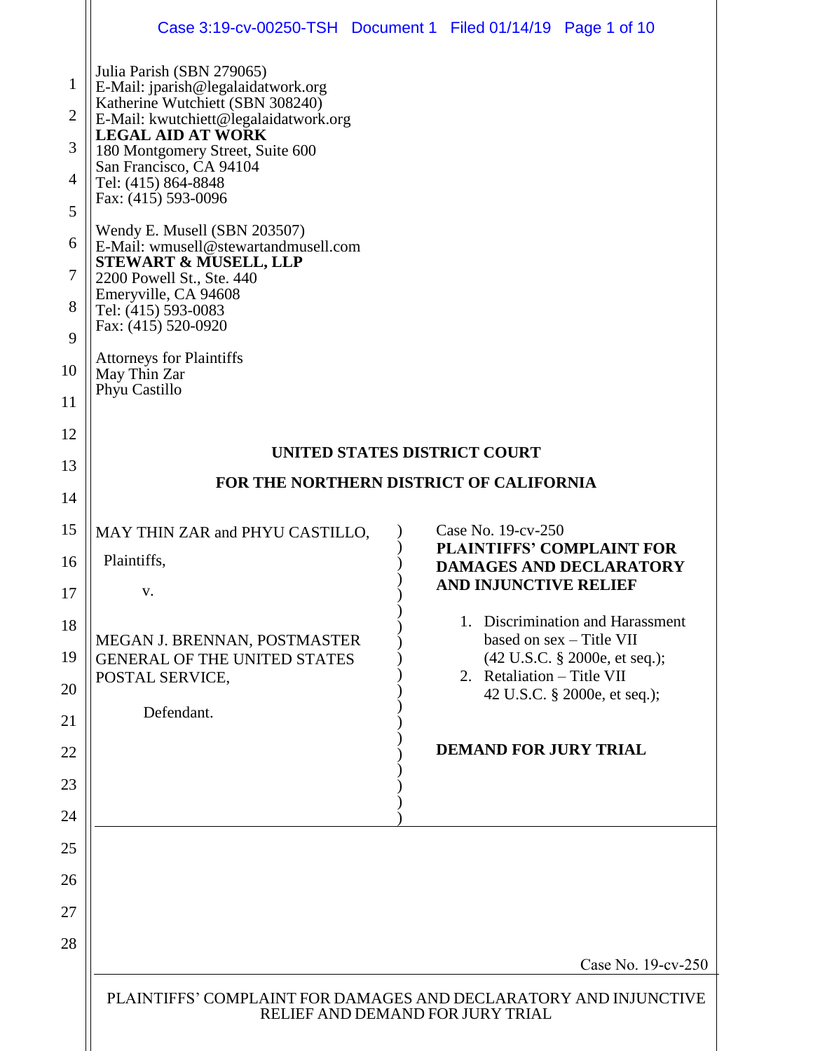Julia Parish (SBN 279065)
E-Mail: jparish@legalaidatwork.org
Katherine Wutchiett (SBN 308240)
E-Mail: kwutchiett@legalaidatwork.org
**LEGAL AID AT WORK**
180 Montgomery Street, Suite 600
San Francisco, CA 94104
Tel: (415) 864-8848
Fax: (415) 593-0096

Wendy E. Musell (SBN 203507)
E-Mail: wmusell@stewartandmusell.com
**STEWART & MUSELL, LLP**
2200 Powell St., Ste. 440
Emeryville, CA 94608
Tel: (415) 593-0083
Fax: (415) 520-0920

Attorneys for Plaintiffs
May Thin Zar
Phyu Castillo

**UNITED STATES DISTRICT COURT**

**FOR THE NORTHERN DISTRICT OF CALIFORNIA**

MAY THIN ZAR and PHYU CASTILLO,

Plaintiffs,

v.

MEGAN J. BRENNAN, POSTMASTER GENERAL OF THE UNITED STATES POSTAL SERVICE,

Defendant.

Case No. 19-cv-250

**PLAINTIFFS' COMPLAINT FOR DAMAGES AND DECLARATORY AND INJUNCTIVE RELIEF**

1. Discrimination and Harassment based on sex – Title VII (42 U.S.C. § 2000e, et seq.);
2. Retaliation – Title VII 42 U.S.C. § 2000e, et seq.);

**DEMAND FOR JURY TRIAL**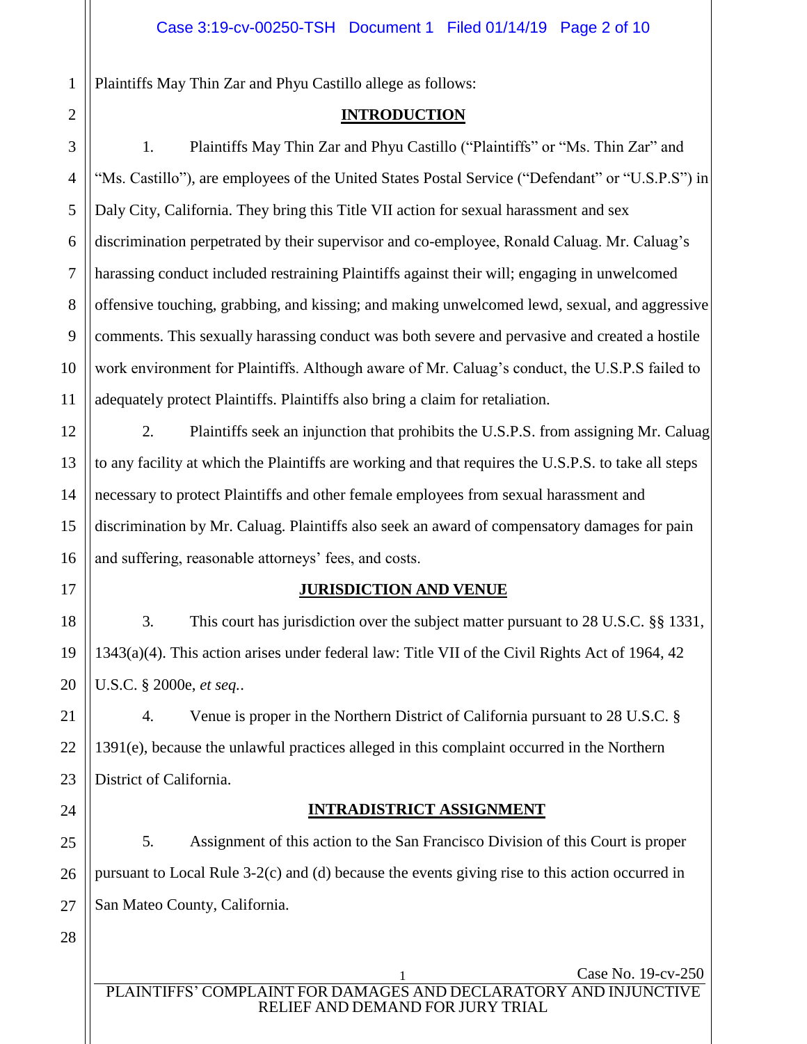Plaintiffs May Thin Zar and Phyu Castillo allege as follows:

## INTRODUCTION

1. Plaintiffs May Thin Zar and Phyu Castillo ("Plaintiffs" or "Ms. Thin Zar" and "Ms. Castillo"), are employees of the United States Postal Service ("Defendant" or "U.S.P.S") in Daly City, California. They bring this Title VII action for sexual harassment and sex discrimination perpetrated by their supervisor and co-employee, Ronald Caluag. Mr. Caluag's harassing conduct included restraining Plaintiffs against their will; engaging in unwelcomed offensive touching, grabbing, and kissing; and making unwelcomed lewd, sexual, and aggressive comments. This sexually harassing conduct was both severe and pervasive and created a hostile work environment for Plaintiffs. Although aware of Mr. Caluag's conduct, the U.S.P.S failed to adequately protect Plaintiffs. Plaintiffs also bring a claim for retaliation.

2. Plaintiffs seek an injunction that prohibits the U.S.P.S. from assigning Mr. Caluag to any facility at which the Plaintiffs are working and that requires the U.S.P.S. to take all steps necessary to protect Plaintiffs and other female employees from sexual harassment and discrimination by Mr. Caluag. Plaintiffs also seek an award of compensatory damages for pain and suffering, reasonable attorneys' fees, and costs.

## JURISDICTION AND VENUE

3. This court has jurisdiction over the subject matter pursuant to 28 U.S.C. §§ 1331, 1343(a)(4). This action arises under federal law: Title VII of the Civil Rights Act of 1964, 42 U.S.C. § 2000e, *et seq.*.

4. Venue is proper in the Northern District of California pursuant to 28 U.S.C. § 1391(e), because the unlawful practices alleged in this complaint occurred in the Northern District of California.

## INTRADISTRICT ASSIGNMENT

5. Assignment of this action to the San Francisco Division of this Court is proper pursuant to Local Rule 3-2(c) and (d) because the events giving rise to this action occurred in San Mateo County, California.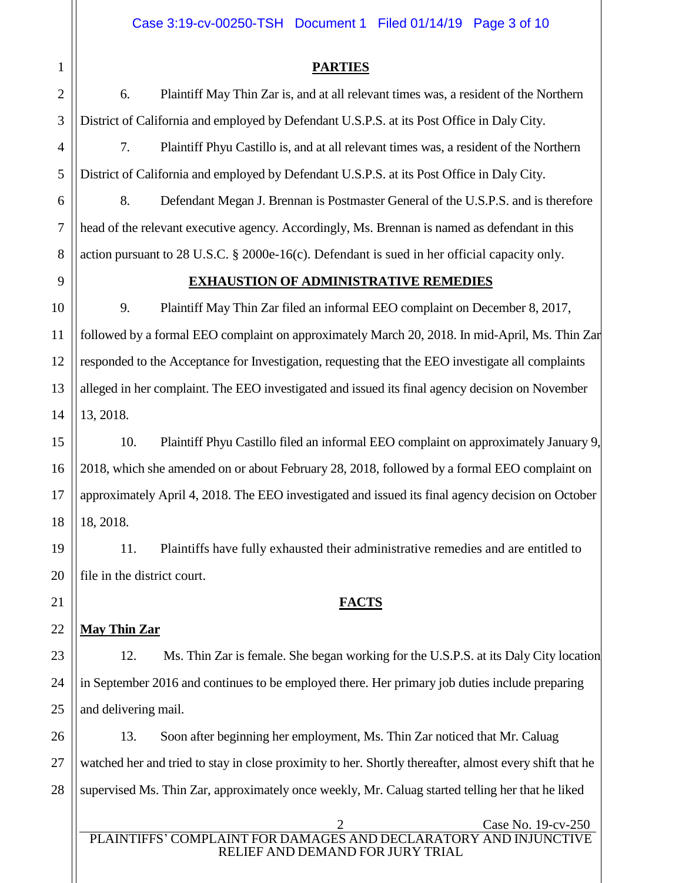## PARTIES

6. Plaintiff May Thin Zar is, and at all relevant times was, a resident of the Northern District of California and employed by Defendant U.S.P.S. at its Post Office in Daly City.

7. Plaintiff Phyu Castillo is, and at all relevant times was, a resident of the Northern District of California and employed by Defendant U.S.P.S. at its Post Office in Daly City.

8. Defendant Megan J. Brennan is Postmaster General of the U.S.P.S. and is therefore head of the relevant executive agency. Accordingly, Ms. Brennan is named as defendant in this action pursuant to 28 U.S.C. § 2000e-16(c). Defendant is sued in her official capacity only.

## EXHAUSTION OF ADMINISTRATIVE REMEDIES

9. Plaintiff May Thin Zar filed an informal EEO complaint on December 8, 2017, followed by a formal EEO complaint on approximately March 20, 2018. In mid-April, Ms. Thin Zar responded to the Acceptance for Investigation, requesting that the EEO investigate all complaints alleged in her complaint. The EEO investigated and issued its final agency decision on November 13, 2018.

10. Plaintiff Phyu Castillo filed an informal EEO complaint on approximately January 9, 2018, which she amended on or about February 28, 2018, followed by a formal EEO complaint on approximately April 4, 2018. The EEO investigated and issued its final agency decision on October 18, 2018.

11. Plaintiffs have fully exhausted their administrative remedies and are entitled to file in the district court.

## FACTS

**May Thin Zar**

12. Ms. Thin Zar is female. She began working for the U.S.P.S. at its Daly City location in September 2016 and continues to be employed there. Her primary job duties include preparing and delivering mail.

13. Soon after beginning her employment, Ms. Thin Zar noticed that Mr. Caluag watched her and tried to stay in close proximity to her. Shortly thereafter, almost every shift that he supervised Ms. Thin Zar, approximately once weekly, Mr. Caluag started telling her that he liked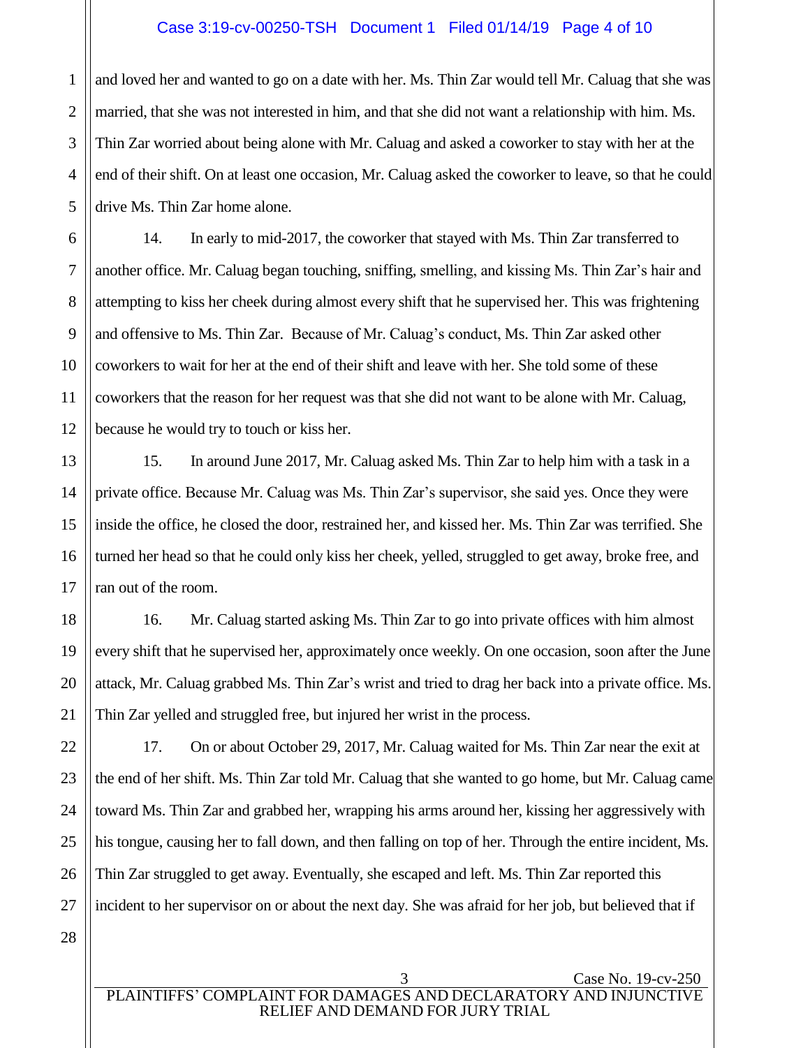and loved her and wanted to go on a date with her. Ms. Thin Zar would tell Mr. Caluag that she was married, that she was not interested in him, and that she did not want a relationship with him. Ms. Thin Zar worried about being alone with Mr. Caluag and asked a coworker to stay with her at the end of their shift. On at least one occasion, Mr. Caluag asked the coworker to leave, so that he could drive Ms. Thin Zar home alone.

14. In early to mid-2017, the coworker that stayed with Ms. Thin Zar transferred to another office. Mr. Caluag began touching, sniffing, smelling, and kissing Ms. Thin Zar's hair and attempting to kiss her cheek during almost every shift that he supervised her. This was frightening and offensive to Ms. Thin Zar. Because of Mr. Caluag's conduct, Ms. Thin Zar asked other coworkers to wait for her at the end of their shift and leave with her. She told some of these coworkers that the reason for her request was that she did not want to be alone with Mr. Caluag, because he would try to touch or kiss her.

15. In around June 2017, Mr. Caluag asked Ms. Thin Zar to help him with a task in a private office. Because Mr. Caluag was Ms. Thin Zar's supervisor, she said yes. Once they were inside the office, he closed the door, restrained her, and kissed her. Ms. Thin Zar was terrified. She turned her head so that he could only kiss her cheek, yelled, struggled to get away, broke free, and ran out of the room.

16. Mr. Caluag started asking Ms. Thin Zar to go into private offices with him almost every shift that he supervised her, approximately once weekly. On one occasion, soon after the June attack, Mr. Caluag grabbed Ms. Thin Zar's wrist and tried to drag her back into a private office. Ms. Thin Zar yelled and struggled free, but injured her wrist in the process.

17. On or about October 29, 2017, Mr. Caluag waited for Ms. Thin Zar near the exit at the end of her shift. Ms. Thin Zar told Mr. Caluag that she wanted to go home, but Mr. Caluag came toward Ms. Thin Zar and grabbed her, wrapping his arms around her, kissing her aggressively with his tongue, causing her to fall down, and then falling on top of her. Through the entire incident, Ms. Thin Zar struggled to get away. Eventually, she escaped and left. Ms. Thin Zar reported this incident to her supervisor on or about the next day. She was afraid for her job, but believed that if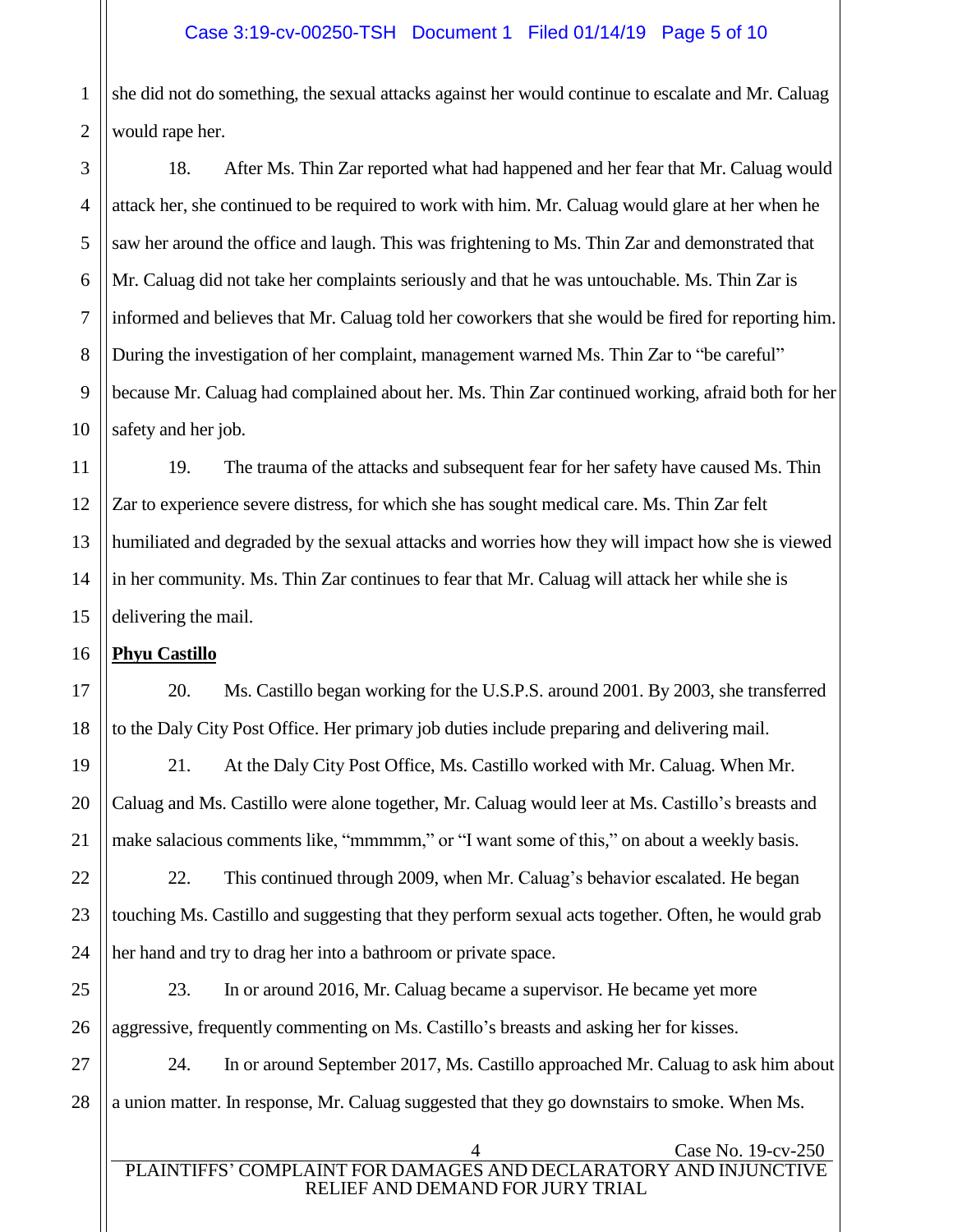she did not do something, the sexual attacks against her would continue to escalate and Mr. Caluag would rape her.

18. After Ms. Thin Zar reported what had happened and her fear that Mr. Caluag would attack her, she continued to be required to work with him. Mr. Caluag would glare at her when he saw her around the office and laugh. This was frightening to Ms. Thin Zar and demonstrated that Mr. Caluag did not take her complaints seriously and that he was untouchable. Ms. Thin Zar is informed and believes that Mr. Caluag told her coworkers that she would be fired for reporting him. During the investigation of her complaint, management warned Ms. Thin Zar to "be careful" because Mr. Caluag had complained about her. Ms. Thin Zar continued working, afraid both for her safety and her job.

19. The trauma of the attacks and subsequent fear for her safety have caused Ms. Thin Zar to experience severe distress, for which she has sought medical care. Ms. Thin Zar felt humiliated and degraded by the sexual attacks and worries how they will impact how she is viewed in her community. Ms. Thin Zar continues to fear that Mr. Caluag will attack her while she is delivering the mail.

**Phyu Castillo**

20. Ms. Castillo began working for the U.S.P.S. around 2001. By 2003, she transferred to the Daly City Post Office. Her primary job duties include preparing and delivering mail.

21. At the Daly City Post Office, Ms. Castillo worked with Mr. Caluag. When Mr. Caluag and Ms. Castillo were alone together, Mr. Caluag would leer at Ms. Castillo's breasts and make salacious comments like, "mmmmm," or "I want some of this," on about a weekly basis.

22. This continued through 2009, when Mr. Caluag's behavior escalated. He began touching Ms. Castillo and suggesting that they perform sexual acts together. Often, he would grab her hand and try to drag her into a bathroom or private space.

23. In or around 2016, Mr. Caluag became a supervisor. He became yet more aggressive, frequently commenting on Ms. Castillo's breasts and asking her for kisses.

24. In or around September 2017, Ms. Castillo approached Mr. Caluag to ask him about a union matter. In response, Mr. Caluag suggested that they go downstairs to smoke. When Ms.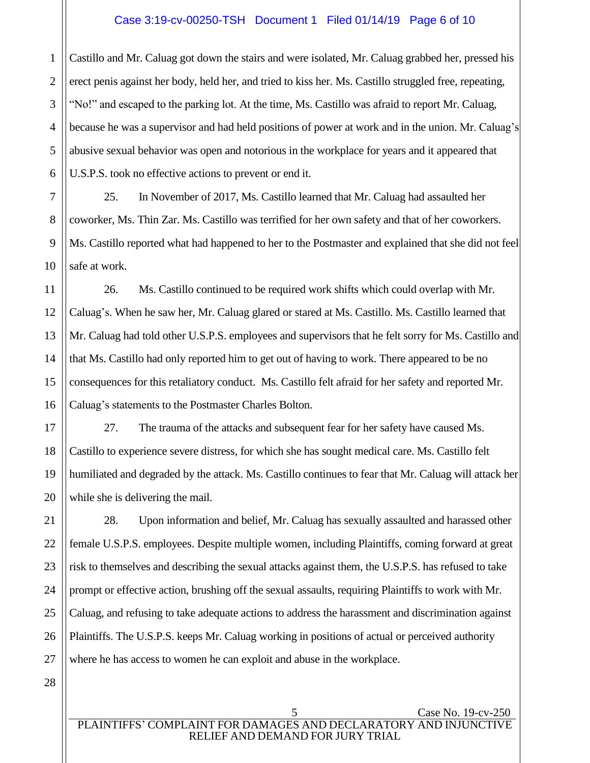Castillo and Mr. Caluag got down the stairs and were isolated, Mr. Caluag grabbed her, pressed his erect penis against her body, held her, and tried to kiss her. Ms. Castillo struggled free, repeating, "No!" and escaped to the parking lot. At the time, Ms. Castillo was afraid to report Mr. Caluag, because he was a supervisor and had held positions of power at work and in the union. Mr. Caluag's abusive sexual behavior was open and notorious in the workplace for years and it appeared that U.S.P.S. took no effective actions to prevent or end it.

25. In November of 2017, Ms. Castillo learned that Mr. Caluag had assaulted her coworker, Ms. Thin Zar. Ms. Castillo was terrified for her own safety and that of her coworkers. Ms. Castillo reported what had happened to her to the Postmaster and explained that she did not feel safe at work.

26. Ms. Castillo continued to be required work shifts which could overlap with Mr. Caluag's. When he saw her, Mr. Caluag glared or stared at Ms. Castillo. Ms. Castillo learned that Mr. Caluag had told other U.S.P.S. employees and supervisors that he felt sorry for Ms. Castillo and that Ms. Castillo had only reported him to get out of having to work. There appeared to be no consequences for this retaliatory conduct. Ms. Castillo felt afraid for her safety and reported Mr. Caluag's statements to the Postmaster Charles Bolton.

27. The trauma of the attacks and subsequent fear for her safety have caused Ms. Castillo to experience severe distress, for which she has sought medical care. Ms. Castillo felt humiliated and degraded by the attack. Ms. Castillo continues to fear that Mr. Caluag will attack her while she is delivering the mail.

28. Upon information and belief, Mr. Caluag has sexually assaulted and harassed other female U.S.P.S. employees. Despite multiple women, including Plaintiffs, coming forward at great risk to themselves and describing the sexual attacks against them, the U.S.P.S. has refused to take prompt or effective action, brushing off the sexual assaults, requiring Plaintiffs to work with Mr. Caluag, and refusing to take adequate actions to address the harassment and discrimination against Plaintiffs. The U.S.P.S. keeps Mr. Caluag working in positions of actual or perceived authority where he has access to women he can exploit and abuse in the workplace.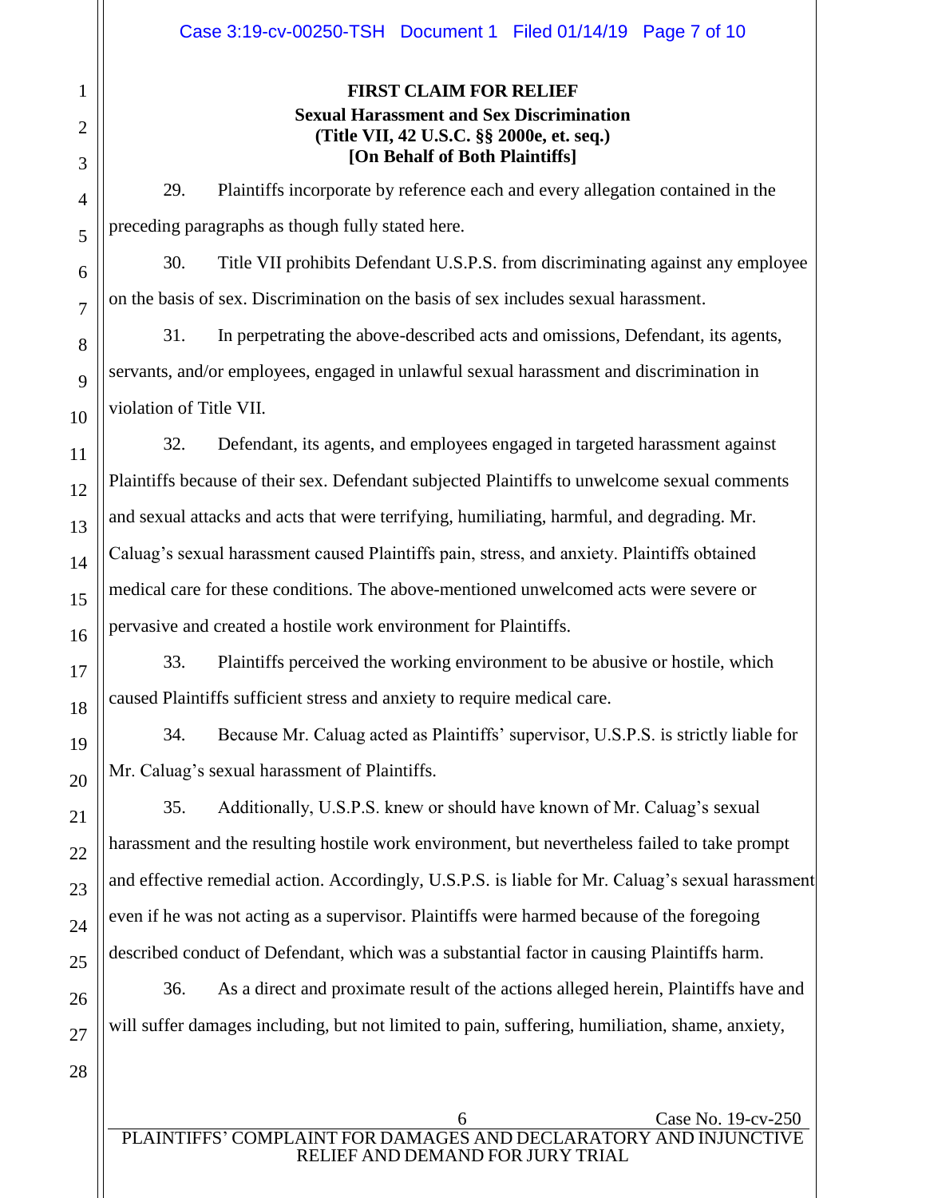**FIRST CLAIM FOR RELIEF**
**Sexual Harassment and Sex Discrimination**
**(Title VII, 42 U.S.C. §§ 2000e, et. seq.)**
**[On Behalf of Both Plaintiffs]**

29. Plaintiffs incorporate by reference each and every allegation contained in the preceding paragraphs as though fully stated here.

30. Title VII prohibits Defendant U.S.P.S. from discriminating against any employee on the basis of sex. Discrimination on the basis of sex includes sexual harassment.

31. In perpetrating the above-described acts and omissions, Defendant, its agents, servants, and/or employees, engaged in unlawful sexual harassment and discrimination in violation of Title VII.

32. Defendant, its agents, and employees engaged in targeted harassment against Plaintiffs because of their sex. Defendant subjected Plaintiffs to unwelcome sexual comments and sexual attacks and acts that were terrifying, humiliating, harmful, and degrading. Mr. Caluag's sexual harassment caused Plaintiffs pain, stress, and anxiety. Plaintiffs obtained medical care for these conditions. The above-mentioned unwelcomed acts were severe or pervasive and created a hostile work environment for Plaintiffs.

33. Plaintiffs perceived the working environment to be abusive or hostile, which caused Plaintiffs sufficient stress and anxiety to require medical care.

34. Because Mr. Caluag acted as Plaintiffs' supervisor, U.S.P.S. is strictly liable for Mr. Caluag's sexual harassment of Plaintiffs.

35. Additionally, U.S.P.S. knew or should have known of Mr. Caluag's sexual harassment and the resulting hostile work environment, but nevertheless failed to take prompt and effective remedial action. Accordingly, U.S.P.S. is liable for Mr. Caluag's sexual harassment even if he was not acting as a supervisor. Plaintiffs were harmed because of the foregoing described conduct of Defendant, which was a substantial factor in causing Plaintiffs harm.

36. As a direct and proximate result of the actions alleged herein, Plaintiffs have and will suffer damages including, but not limited to pain, suffering, humiliation, shame, anxiety,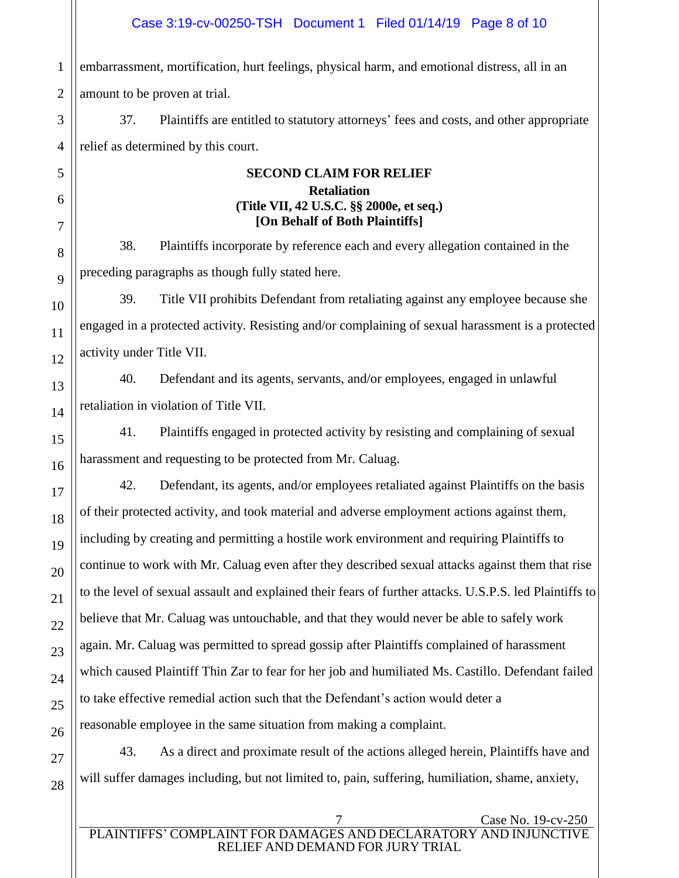embarrassment, mortification, hurt feelings, physical harm, and emotional distress, all in an amount to be proven at trial.

37. Plaintiffs are entitled to statutory attorneys' fees and costs, and other appropriate relief as determined by this court.

**SECOND CLAIM FOR RELIEF**
**Retaliation**
**(Title VII, 42 U.S.C. §§ 2000e, et seq.)**
**[On Behalf of Both Plaintiffs]**

38. Plaintiffs incorporate by reference each and every allegation contained in the preceding paragraphs as though fully stated here.

39. Title VII prohibits Defendant from retaliating against any employee because she engaged in a protected activity. Resisting and/or complaining of sexual harassment is a protected activity under Title VII.

40. Defendant and its agents, servants, and/or employees, engaged in unlawful retaliation in violation of Title VII.

41. Plaintiffs engaged in protected activity by resisting and complaining of sexual harassment and requesting to be protected from Mr. Caluag.

42. Defendant, its agents, and/or employees retaliated against Plaintiffs on the basis of their protected activity, and took material and adverse employment actions against them, including by creating and permitting a hostile work environment and requiring Plaintiffs to continue to work with Mr. Caluag even after they described sexual attacks against them that rise to the level of sexual assault and explained their fears of further attacks. U.S.P.S. led Plaintiffs to believe that Mr. Caluag was untouchable, and that they would never be able to safely work again. Mr. Caluag was permitted to spread gossip after Plaintiffs complained of harassment which caused Plaintiff Thin Zar to fear for her job and humiliated Ms. Castillo. Defendant failed to take effective remedial action such that the Defendant's action would deter a reasonable employee in the same situation from making a complaint.

43. As a direct and proximate result of the actions alleged herein, Plaintiffs have and will suffer damages including, but not limited to, pain, suffering, humiliation, shame, anxiety,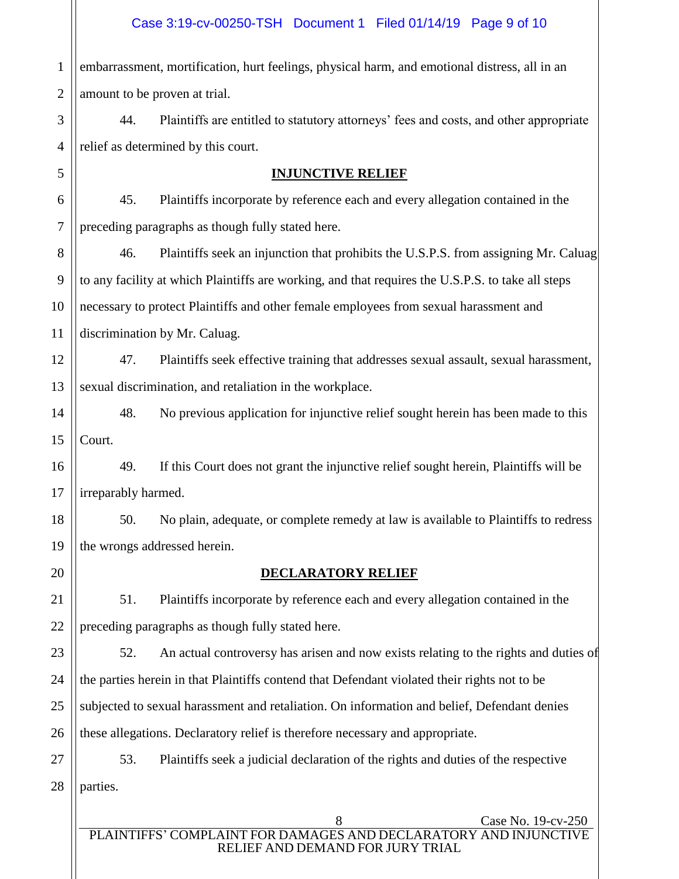embarrassment, mortification, hurt feelings, physical harm, and emotional distress, all in an amount to be proven at trial.

44. Plaintiffs are entitled to statutory attorneys' fees and costs, and other appropriate relief as determined by this court.

## INJUNCTIVE RELIEF

45. Plaintiffs incorporate by reference each and every allegation contained in the preceding paragraphs as though fully stated here.

46. Plaintiffs seek an injunction that prohibits the U.S.P.S. from assigning Mr. Caluag to any facility at which Plaintiffs are working, and that requires the U.S.P.S. to take all steps necessary to protect Plaintiffs and other female employees from sexual harassment and discrimination by Mr. Caluag.

47. Plaintiffs seek effective training that addresses sexual assault, sexual harassment, sexual discrimination, and retaliation in the workplace.

48. No previous application for injunctive relief sought herein has been made to this Court.

49. If this Court does not grant the injunctive relief sought herein, Plaintiffs will be irreparably harmed.

50. No plain, adequate, or complete remedy at law is available to Plaintiffs to redress the wrongs addressed herein.

## DECLARATORY RELIEF

51. Plaintiffs incorporate by reference each and every allegation contained in the preceding paragraphs as though fully stated here.

52. An actual controversy has arisen and now exists relating to the rights and duties of the parties herein in that Plaintiffs contend that Defendant violated their rights not to be subjected to sexual harassment and retaliation. On information and belief, Defendant denies these allegations. Declaratory relief is therefore necessary and appropriate.

53. Plaintiffs seek a judicial declaration of the rights and duties of the respective parties.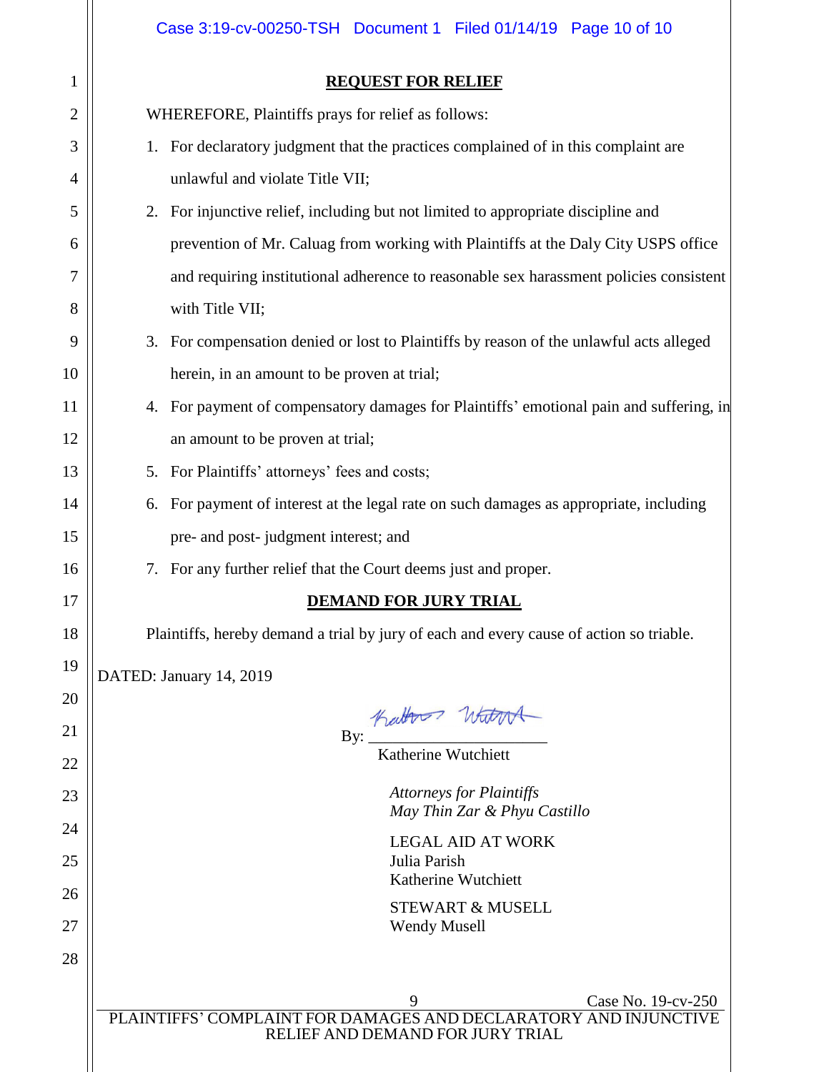## REQUEST FOR RELIEF

WHEREFORE, Plaintiffs prays for relief as follows:

1. For declaratory judgment that the practices complained of in this complaint are unlawful and violate Title VII;
2. For injunctive relief, including but not limited to appropriate discipline and prevention of Mr. Caluag from working with Plaintiffs at the Daly City USPS office and requiring institutional adherence to reasonable sex harassment policies consistent with Title VII;
3. For compensation denied or lost to Plaintiffs by reason of the unlawful acts alleged herein, in an amount to be proven at trial;
4. For payment of compensatory damages for Plaintiffs' emotional pain and suffering, in an amount to be proven at trial;
5. For Plaintiffs' attorneys' fees and costs;
6. For payment of interest at the legal rate on such damages as appropriate, including pre- and post- judgment interest; and
7. For any further relief that the Court deems just and proper.

## DEMAND FOR JURY TRIAL

Plaintiffs, hereby demand a trial by jury of each and every cause of action so triable.

DATED: January 14, 2019

By: ______________________
Katherine Wutchiett

*Attorneys for Plaintiffs*
*May Thin Zar & Phyu Castillo*

LEGAL AID AT WORK
Julia Parish
Katherine Wutchiett

STEWART & MUSELL
Wendy Musell

PLAINTIFFS' COMPLAINT FOR DAMAGES AND DECLARATORY AND INJUNCTIVE RELIEF AND DEMAND FOR JURY TRIAL